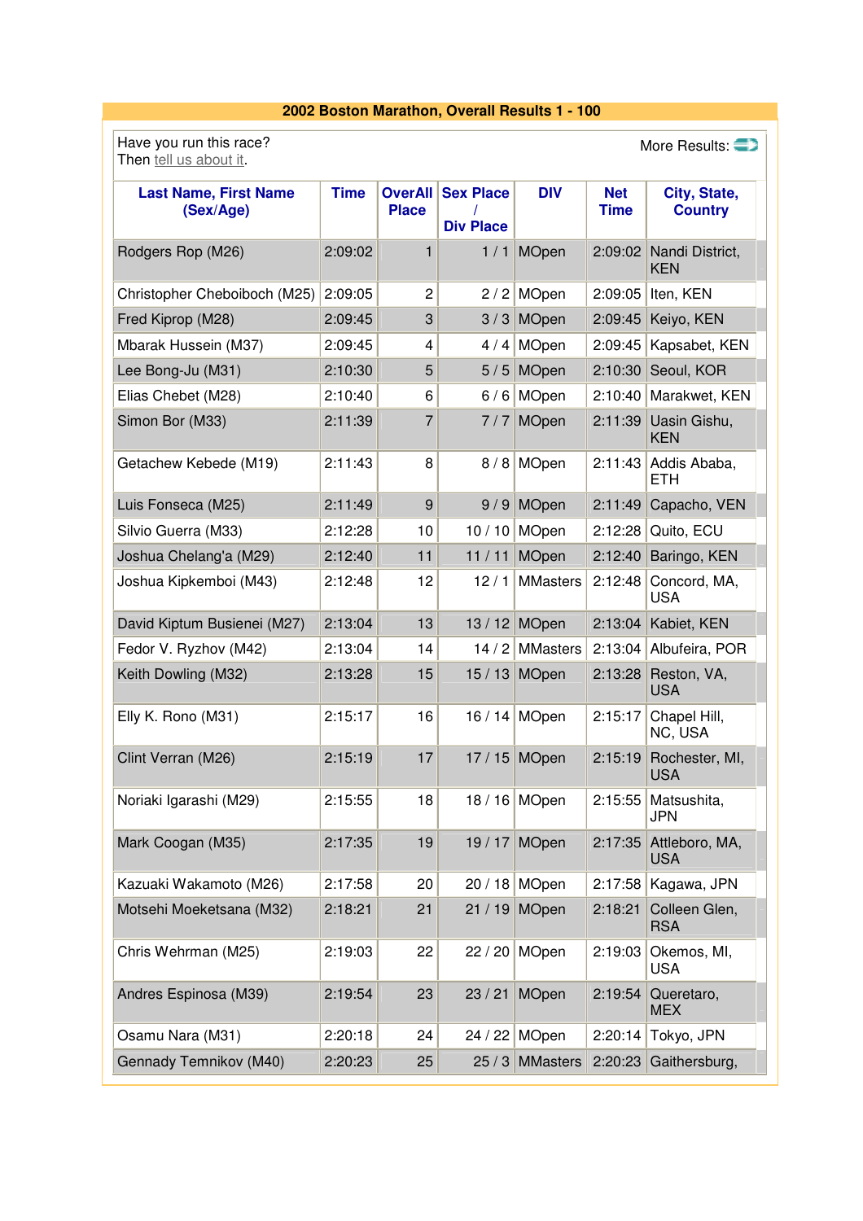## 2002 Boston Marathon, Overall Results 1 - 100

Have you run this race?
Then tell us about it.

More Results:

| Last Name, First Name (Sex/Age) | Time | OverAll Place | Sex Place / Div Place | DIV | Net Time | City, State, Country |
|---|---|---|---|---|---|---|
| Rodgers Rop (M26) | 2:09:02 | 1 | 1 / 1 | MOpen | 2:09:02 | Nandi District, KEN |
| Christopher Cheboiboch (M25) | 2:09:05 | 2 | 2 / 2 | MOpen | 2:09:05 | Iten, KEN |
| Fred Kiprop (M28) | 2:09:45 | 3 | 3 / 3 | MOpen | 2:09:45 | Keiyo, KEN |
| Mbarak Hussein (M37) | 2:09:45 | 4 | 4 / 4 | MOpen | 2:09:45 | Kapsabet, KEN |
| Lee Bong-Ju (M31) | 2:10:30 | 5 | 5 / 5 | MOpen | 2:10:30 | Seoul, KOR |
| Elias Chebet (M28) | 2:10:40 | 6 | 6 / 6 | MOpen | 2:10:40 | Marakwet, KEN |
| Simon Bor (M33) | 2:11:39 | 7 | 7 / 7 | MOpen | 2:11:39 | Uasin Gishu, KEN |
| Getachew Kebede (M19) | 2:11:43 | 8 | 8 / 8 | MOpen | 2:11:43 | Addis Ababa, ETH |
| Luis Fonseca (M25) | 2:11:49 | 9 | 9 / 9 | MOpen | 2:11:49 | Capacho, VEN |
| Silvio Guerra (M33) | 2:12:28 | 10 | 10 / 10 | MOpen | 2:12:28 | Quito, ECU |
| Joshua Chelang'a (M29) | 2:12:40 | 11 | 11 / 11 | MOpen | 2:12:40 | Baringo, KEN |
| Joshua Kipkemboi (M43) | 2:12:48 | 12 | 12 / 1 | MMasters | 2:12:48 | Concord, MA, USA |
| David Kiptum Busienei (M27) | 2:13:04 | 13 | 13 / 12 | MOpen | 2:13:04 | Kabiet, KEN |
| Fedor V. Ryzhov (M42) | 2:13:04 | 14 | 14 / 2 | MMasters | 2:13:04 | Albufeira, POR |
| Keith Dowling (M32) | 2:13:28 | 15 | 15 / 13 | MOpen | 2:13:28 | Reston, VA, USA |
| Elly K. Rono (M31) | 2:15:17 | 16 | 16 / 14 | MOpen | 2:15:17 | Chapel Hill, NC, USA |
| Clint Verran (M26) | 2:15:19 | 17 | 17 / 15 | MOpen | 2:15:19 | Rochester, MI, USA |
| Noriaki Igarashi (M29) | 2:15:55 | 18 | 18 / 16 | MOpen | 2:15:55 | Matsushita, JPN |
| Mark Coogan (M35) | 2:17:35 | 19 | 19 / 17 | MOpen | 2:17:35 | Attleboro, MA, USA |
| Kazuaki Wakamoto (M26) | 2:17:58 | 20 | 20 / 18 | MOpen | 2:17:58 | Kagawa, JPN |
| Motsehi Moeketsana (M32) | 2:18:21 | 21 | 21 / 19 | MOpen | 2:18:21 | Colleen Glen, RSA |
| Chris Wehrman (M25) | 2:19:03 | 22 | 22 / 20 | MOpen | 2:19:03 | Okemos, MI, USA |
| Andres Espinosa (M39) | 2:19:54 | 23 | 23 / 21 | MOpen | 2:19:54 | Queretaro, MEX |
| Osamu Nara (M31) | 2:20:18 | 24 | 24 / 22 | MOpen | 2:20:14 | Tokyo, JPN |
| Gennady Temnikov (M40) | 2:20:23 | 25 | 25 / 3 | MMasters | 2:20:23 | Gaithersburg, |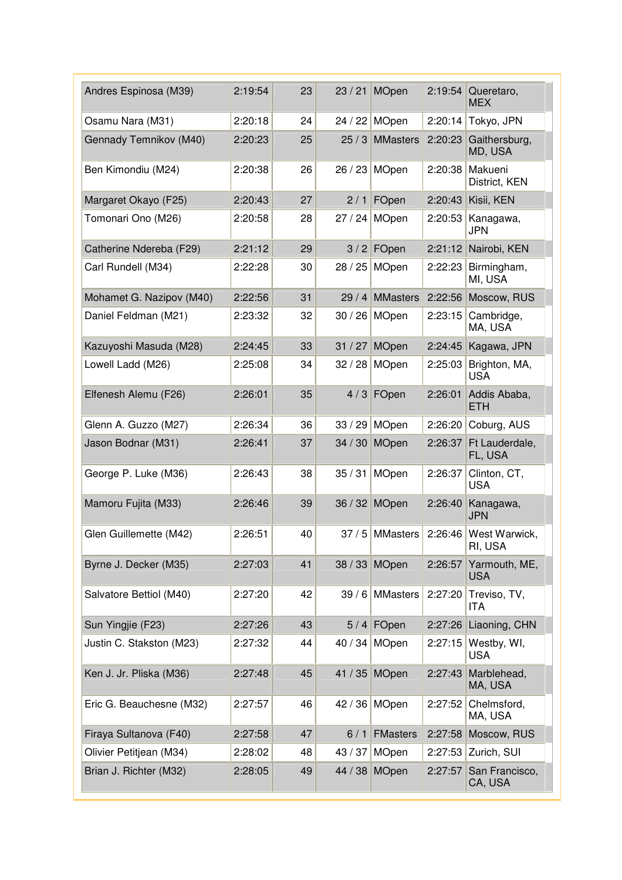| | | | | | | |
|---|---|---|---|---|---|---|
| Andres Espinosa (M39) | 2:19:54 | 23 | 23 / 21 | MOpen | 2:19:54 | Queretaro, MEX |
| Osamu Nara (M31) | 2:20:18 | 24 | 24 / 22 | MOpen | 2:20:14 | Tokyo, JPN |
| Gennady Temnikov (M40) | 2:20:23 | 25 | 25 / 3 | MMasters | 2:20:23 | Gaithersburg, MD, USA |
| Ben Kimondiu (M24) | 2:20:38 | 26 | 26 / 23 | MOpen | 2:20:38 | Makueni District, KEN |
| Margaret Okayo (F25) | 2:20:43 | 27 | 2 / 1 | FOpen | 2:20:43 | Kisii, KEN |
| Tomonari Ono (M26) | 2:20:58 | 28 | 27 / 24 | MOpen | 2:20:53 | Kanagawa, JPN |
| Catherine Ndereba (F29) | 2:21:12 | 29 | 3 / 2 | FOpen | 2:21:12 | Nairobi, KEN |
| Carl Rundell (M34) | 2:22:28 | 30 | 28 / 25 | MOpen | 2:22:23 | Birmingham, MI, USA |
| Mohamet G. Nazipov (M40) | 2:22:56 | 31 | 29 / 4 | MMasters | 2:22:56 | Moscow, RUS |
| Daniel Feldman (M21) | 2:23:32 | 32 | 30 / 26 | MOpen | 2:23:15 | Cambridge, MA, USA |
| Kazuyoshi Masuda (M28) | 2:24:45 | 33 | 31 / 27 | MOpen | 2:24:45 | Kagawa, JPN |
| Lowell Ladd (M26) | 2:25:08 | 34 | 32 / 28 | MOpen | 2:25:03 | Brighton, MA, USA |
| Elfenesh Alemu (F26) | 2:26:01 | 35 | 4 / 3 | FOpen | 2:26:01 | Addis Ababa, ETH |
| Glenn A. Guzzo (M27) | 2:26:34 | 36 | 33 / 29 | MOpen | 2:26:20 | Coburg, AUS |
| Jason Bodnar (M31) | 2:26:41 | 37 | 34 / 30 | MOpen | 2:26:37 | Ft Lauderdale, FL, USA |
| George P. Luke (M36) | 2:26:43 | 38 | 35 / 31 | MOpen | 2:26:37 | Clinton, CT, USA |
| Mamoru Fujita (M33) | 2:26:46 | 39 | 36 / 32 | MOpen | 2:26:40 | Kanagawa, JPN |
| Glen Guillemette (M42) | 2:26:51 | 40 | 37 / 5 | MMasters | 2:26:46 | West Warwick, RI, USA |
| Byrne J. Decker (M35) | 2:27:03 | 41 | 38 / 33 | MOpen | 2:26:57 | Yarmouth, ME, USA |
| Salvatore Bettiol (M40) | 2:27:20 | 42 | 39 / 6 | MMasters | 2:27:20 | Treviso, TV, ITA |
| Sun Yingjie (F23) | 2:27:26 | 43 | 5 / 4 | FOpen | 2:27:26 | Liaoning, CHN |
| Justin C. Stakston (M23) | 2:27:32 | 44 | 40 / 34 | MOpen | 2:27:15 | Westby, WI, USA |
| Ken J. Jr. Pliska (M36) | 2:27:48 | 45 | 41 / 35 | MOpen | 2:27:43 | Marblehead, MA, USA |
| Eric G. Beauchesne (M32) | 2:27:57 | 46 | 42 / 36 | MOpen | 2:27:52 | Chelmsford, MA, USA |
| Firaya Sultanova (F40) | 2:27:58 | 47 | 6 / 1 | FMasters | 2:27:58 | Moscow, RUS |
| Olivier Petitjean (M34) | 2:28:02 | 48 | 43 / 37 | MOpen | 2:27:53 | Zurich, SUI |
| Brian J. Richter (M32) | 2:28:05 | 49 | 44 / 38 | MOpen | 2:27:57 | San Francisco, CA, USA |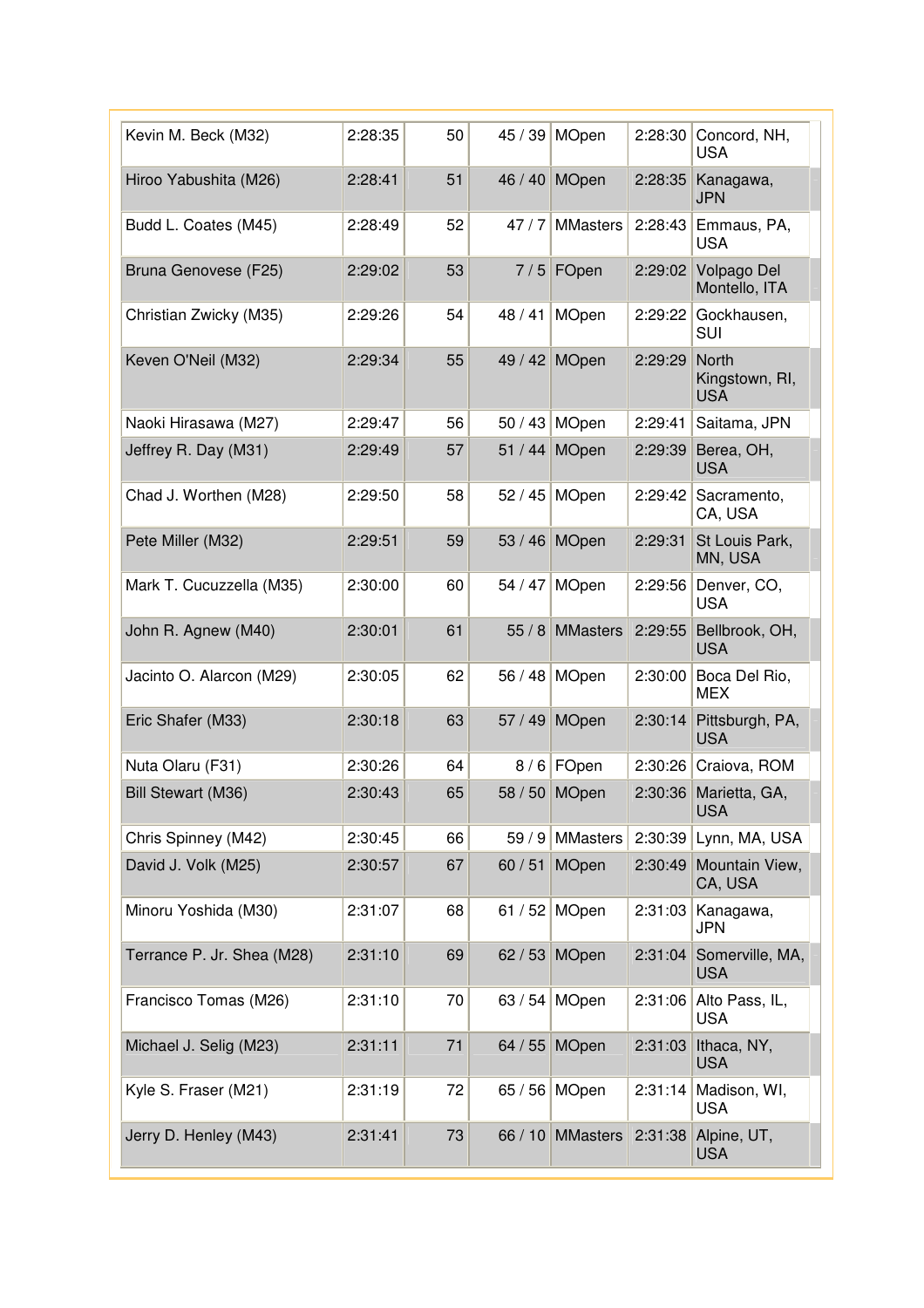| | | | | | | |
|---|---|---|---|---|---|---|
| Kevin M. Beck (M32) | 2:28:35 | 50 | 45 / 39 | MOpen | 2:28:30 | Concord, NH, USA |
| Hiroo Yabushita (M26) | 2:28:41 | 51 | 46 / 40 | MOpen | 2:28:35 | Kanagawa, JPN |
| Budd L. Coates (M45) | 2:28:49 | 52 | 47 / 7 | MMasters | 2:28:43 | Emmaus, PA, USA |
| Bruna Genovese (F25) | 2:29:02 | 53 | 7 / 5 | FOpen | 2:29:02 | Volpago Del Montello, ITA |
| Christian Zwicky (M35) | 2:29:26 | 54 | 48 / 41 | MOpen | 2:29:22 | Gockhausen, SUI |
| Keven O'Neil (M32) | 2:29:34 | 55 | 49 / 42 | MOpen | 2:29:29 | North Kingstown, RI, USA |
| Naoki Hirasawa (M27) | 2:29:47 | 56 | 50 / 43 | MOpen | 2:29:41 | Saitama, JPN |
| Jeffrey R. Day (M31) | 2:29:49 | 57 | 51 / 44 | MOpen | 2:29:39 | Berea, OH, USA |
| Chad J. Worthen (M28) | 2:29:50 | 58 | 52 / 45 | MOpen | 2:29:42 | Sacramento, CA, USA |
| Pete Miller (M32) | 2:29:51 | 59 | 53 / 46 | MOpen | 2:29:31 | St Louis Park, MN, USA |
| Mark T. Cucuzzella (M35) | 2:30:00 | 60 | 54 / 47 | MOpen | 2:29:56 | Denver, CO, USA |
| John R. Agnew (M40) | 2:30:01 | 61 | 55 / 8 | MMasters | 2:29:55 | Bellbrook, OH, USA |
| Jacinto O. Alarcon (M29) | 2:30:05 | 62 | 56 / 48 | MOpen | 2:30:00 | Boca Del Rio, MEX |
| Eric Shafer (M33) | 2:30:18 | 63 | 57 / 49 | MOpen | 2:30:14 | Pittsburgh, PA, USA |
| Nuta Olaru (F31) | 2:30:26 | 64 | 8 / 6 | FOpen | 2:30:26 | Craiova, ROM |
| Bill Stewart (M36) | 2:30:43 | 65 | 58 / 50 | MOpen | 2:30:36 | Marietta, GA, USA |
| Chris Spinney (M42) | 2:30:45 | 66 | 59 / 9 | MMasters | 2:30:39 | Lynn, MA, USA |
| David J. Volk (M25) | 2:30:57 | 67 | 60 / 51 | MOpen | 2:30:49 | Mountain View, CA, USA |
| Minoru Yoshida (M30) | 2:31:07 | 68 | 61 / 52 | MOpen | 2:31:03 | Kanagawa, JPN |
| Terrance P. Jr. Shea (M28) | 2:31:10 | 69 | 62 / 53 | MOpen | 2:31:04 | Somerville, MA, USA |
| Francisco Tomas (M26) | 2:31:10 | 70 | 63 / 54 | MOpen | 2:31:06 | Alto Pass, IL, USA |
| Michael J. Selig (M23) | 2:31:11 | 71 | 64 / 55 | MOpen | 2:31:03 | Ithaca, NY, USA |
| Kyle S. Fraser (M21) | 2:31:19 | 72 | 65 / 56 | MOpen | 2:31:14 | Madison, WI, USA |
| Jerry D. Henley (M43) | 2:31:41 | 73 | 66 / 10 | MMasters | 2:31:38 | Alpine, UT, USA |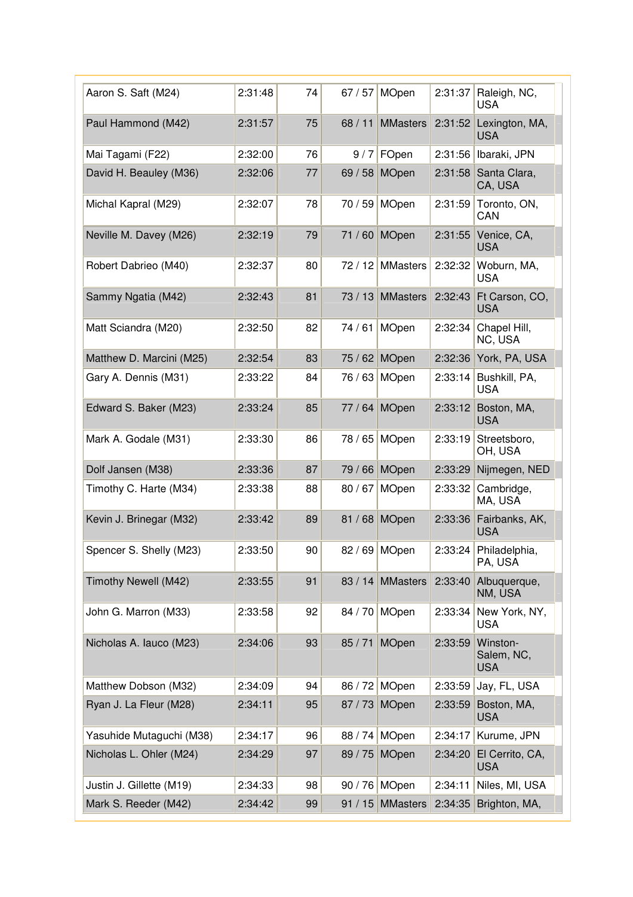| | | | | | | |
|---|---|---|---|---|---|---|
| Aaron S. Saft (M24) | 2:31:48 | 74 | 67 / 57 | MOpen | 2:31:37 | Raleigh, NC, USA |
| Paul Hammond (M42) | 2:31:57 | 75 | 68 / 11 | MMasters | 2:31:52 | Lexington, MA, USA |
| Mai Tagami (F22) | 2:32:00 | 76 | 9 / 7 | FOpen | 2:31:56 | Ibaraki, JPN |
| David H. Beauley (M36) | 2:32:06 | 77 | 69 / 58 | MOpen | 2:31:58 | Santa Clara, CA, USA |
| Michal Kapral (M29) | 2:32:07 | 78 | 70 / 59 | MOpen | 2:31:59 | Toronto, ON, CAN |
| Neville M. Davey (M26) | 2:32:19 | 79 | 71 / 60 | MOpen | 2:31:55 | Venice, CA, USA |
| Robert Dabrieo (M40) | 2:32:37 | 80 | 72 / 12 | MMasters | 2:32:32 | Woburn, MA, USA |
| Sammy Ngatia (M42) | 2:32:43 | 81 | 73 / 13 | MMasters | 2:32:43 | Ft Carson, CO, USA |
| Matt Sciandra (M20) | 2:32:50 | 82 | 74 / 61 | MOpen | 2:32:34 | Chapel Hill, NC, USA |
| Matthew D. Marcini (M25) | 2:32:54 | 83 | 75 / 62 | MOpen | 2:32:36 | York, PA, USA |
| Gary A. Dennis (M31) | 2:33:22 | 84 | 76 / 63 | MOpen | 2:33:14 | Bushkill, PA, USA |
| Edward S. Baker (M23) | 2:33:24 | 85 | 77 / 64 | MOpen | 2:33:12 | Boston, MA, USA |
| Mark A. Godale (M31) | 2:33:30 | 86 | 78 / 65 | MOpen | 2:33:19 | Streetsboro, OH, USA |
| Dolf Jansen (M38) | 2:33:36 | 87 | 79 / 66 | MOpen | 2:33:29 | Nijmegen, NED |
| Timothy C. Harte (M34) | 2:33:38 | 88 | 80 / 67 | MOpen | 2:33:32 | Cambridge, MA, USA |
| Kevin J. Brinegar (M32) | 2:33:42 | 89 | 81 / 68 | MOpen | 2:33:36 | Fairbanks, AK, USA |
| Spencer S. Shelly (M23) | 2:33:50 | 90 | 82 / 69 | MOpen | 2:33:24 | Philadelphia, PA, USA |
| Timothy Newell (M42) | 2:33:55 | 91 | 83 / 14 | MMasters | 2:33:40 | Albuquerque, NM, USA |
| John G. Marron (M33) | 2:33:58 | 92 | 84 / 70 | MOpen | 2:33:34 | New York, NY, USA |
| Nicholas A. Iauco (M23) | 2:34:06 | 93 | 85 / 71 | MOpen | 2:33:59 | Winston-Salem, NC, USA |
| Matthew Dobson (M32) | 2:34:09 | 94 | 86 / 72 | MOpen | 2:33:59 | Jay, FL, USA |
| Ryan J. La Fleur (M28) | 2:34:11 | 95 | 87 / 73 | MOpen | 2:33:59 | Boston, MA, USA |
| Yasuhide Mutaguchi (M38) | 2:34:17 | 96 | 88 / 74 | MOpen | 2:34:17 | Kurume, JPN |
| Nicholas L. Ohler (M24) | 2:34:29 | 97 | 89 / 75 | MOpen | 2:34:20 | El Cerrito, CA, USA |
| Justin J. Gillette (M19) | 2:34:33 | 98 | 90 / 76 | MOpen | 2:34:11 | Niles, MI, USA |
| Mark S. Reeder (M42) | 2:34:42 | 99 | 91 / 15 | MMasters | 2:34:35 | Brighton, MA, |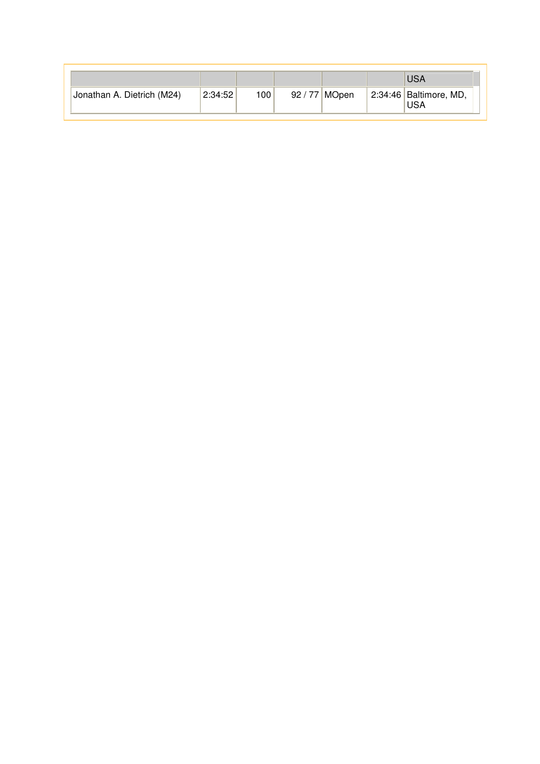| | | | | | | |
|---|---|---|---|---|---|---|
| | | | | | | USA |
| Jonathan A. Dietrich (M24) | 2:34:52 | 100 | 92 / 77 | MOpen | 2:34:46 | Baltimore, MD, USA |